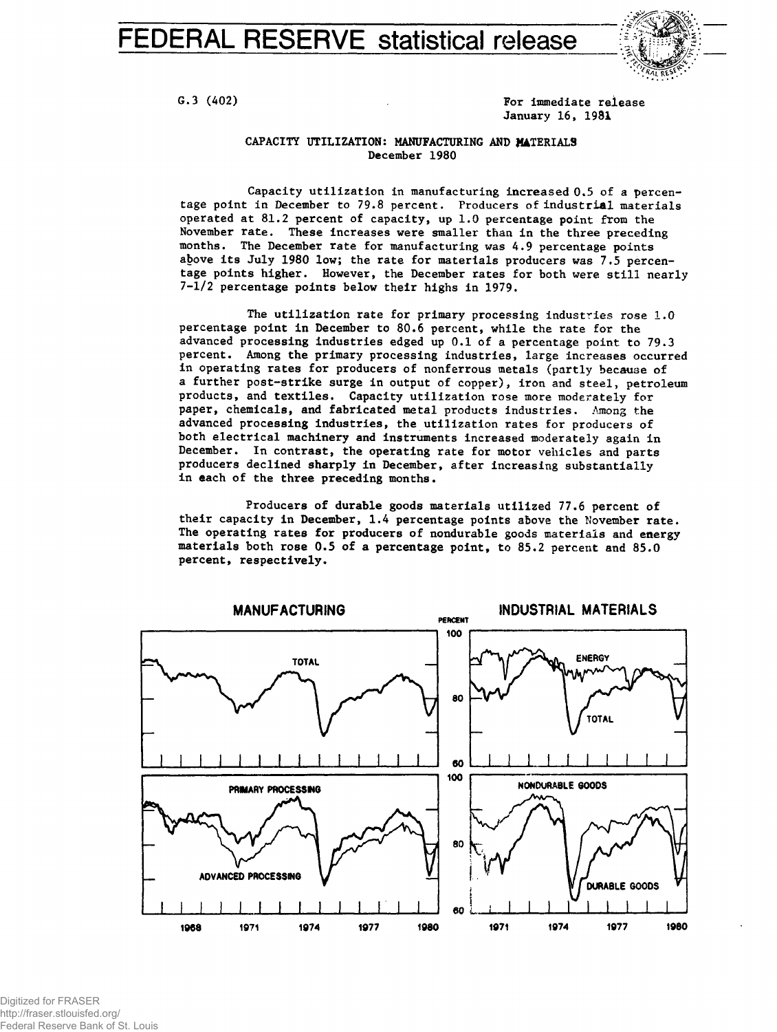# FEDERAL RESERVE statistical release

G.3 (402)

For immediate release
January 16, 1981

## CAPACITY UTILIZATION: MANUFACTURING AND MATERIALS
December 1980

Capacity utilization in manufacturing increased 0.5 of a percentage point in December to 79.8 percent. Producers of industrial materials operated at 81.2 percent of capacity, up 1.0 percentage point from the November rate. These increases were smaller than in the three preceding months. The December rate for manufacturing was 4.9 percentage points above its July 1980 low; the rate for materials producers was 7.5 percentage points higher. However, the December rates for both were still nearly 7-1/2 percentage points below their highs in 1979.

The utilization rate for primary processing industries rose 1.0 percentage point in December to 80.6 percent, while the rate for the advanced processing industries edged up 0.1 of a percentage point to 79.3 percent. Among the primary processing industries, large increases occurred in operating rates for producers of nonferrous metals (partly because of a further post-strike surge in output of copper), iron and steel, petroleum products, and textiles. Capacity utilization rose more moderately for paper, chemicals, and fabricated metal products industries. Among the advanced processing industries, the utilization rates for producers of both electrical machinery and instruments increased moderately again in December. In contrast, the operating rate for motor vehicles and parts producers declined sharply in December, after increasing substantially in each of the three preceding months.

Producers of durable goods materials utilized 77.6 percent of their capacity in December, 1.4 percentage points above the November rate. The operating rates for producers of nondurable goods materials and energy materials both rose 0.5 of a percentage point, to 85.2 percent and 85.0 percent, respectively.

MANUFACTURING — INDUSTRIAL MATERIALS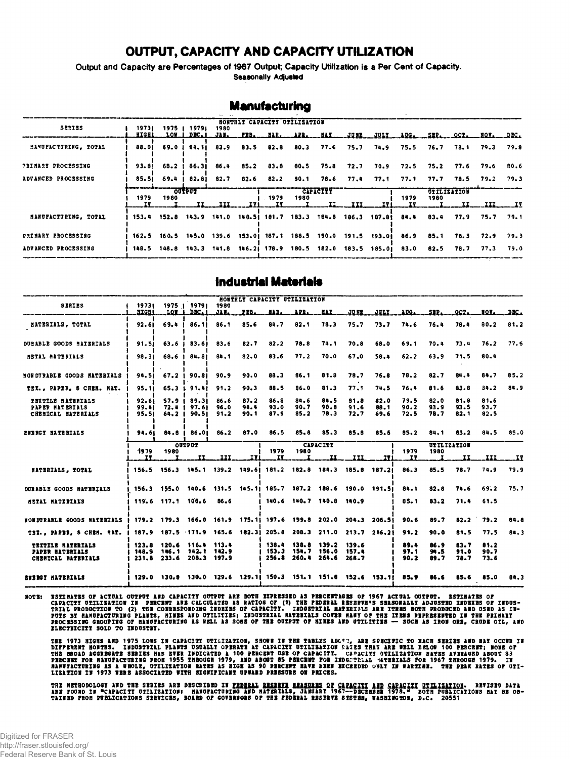# OUTPUT, CAPACITY AND CAPACITY UTILIZATION

Output and Capacity are Percentages of 1967 Output; Capacity Utilization is a Per Cent of Capacity.
Seasonally Adjusted

## Manufacturing

MONTHLY CAPACITY UTILIZATION

| SERIES | 1973 HIGH | 1975 LOW | 1979 DEC. | 1980 JAN. | FEB. | MAR. | APR. | MAY | JUNE | JULY | AUG. | SEP. | OCT. | NOV. | DEC. |
|---|---|---|---|---|---|---|---|---|---|---|---|---|---|---|---|
| MANUFACTURING, TOTAL | 88.0 | 69.0 | 84.1 | 83.9 | 83.5 | 82.8 | 80.3 | 77.6 | 75.7 | 74.9 | 75.5 | 76.7 | 78.1 | 79.3 | 79.8 |
| PRIMARY PROCESSING | 93.8 | 68.2 | 86.3 | 86.4 | 85.2 | 83.8 | 80.5 | 75.8 | 72.7 | 70.9 | 72.5 | 75.2 | 77.6 | 79.6 | 80.6 |
| ADVANCED PROCESSING | 85.5 | 69.4 | 82.8 | 82.7 | 82.6 | 82.2 | 80.1 | 78.6 | 77.4 | 77.1 | 77.1 | 77.7 | 78.5 | 79.2 | 79.3 |

| SERIES | OUTPUT 1979 IV | 1980 I | II | III | IV | CAPACITY 1979 IV | 1980 I | II | III | IV | UTILIZATION 1979 IV | 1980 I | II | III | IV |
|---|---|---|---|---|---|---|---|---|---|---|---|---|---|---|---|
| MANUFACTURING, TOTAL | 153.4 | 152.8 | 143.9 | 141.0 | 148.5 | 181.7 | 183.3 | 184.8 | 186.3 | 187.8 | 84.4 | 83.4 | 77.9 | 75.7 | 79.1 |
| PRIMARY PROCESSING | 162.5 | 160.5 | 145.0 | 139.6 | 153.0 | 187.1 | 188.5 | 190.0 | 191.5 | 193.0 | 86.9 | 85.1 | 76.3 | 72.9 | 79.3 |
| ADVANCED PROCESSING | 148.5 | 148.8 | 143.3 | 141.8 | 146.2 | 178.9 | 180.5 | 182.0 | 183.5 | 185.0 | 83.0 | 82.5 | 78.7 | 77.3 | 79.0 |

## Industrial Materials

MONTHLY CAPACITY UTILIZATION

| SERIES | 1973 HIGH | 1975 LOW | 1979 DEC. | 1980 JAN. | FEB. | MAR. | APR. | MAY | JUNE | JULY | AUG. | SEP. | OCT. | NOV. | DEC. |
|---|---|---|---|---|---|---|---|---|---|---|---|---|---|---|---|
| MATERIALS, TOTAL | 92.6 | 69.4 | 86.1 | 86.1 | 85.6 | 84.7 | 82.1 | 78.3 | 75.7 | 73.7 | 74.6 | 76.4 | 78.4 | 80.2 | 81.2 |
| DURABLE GOODS MATERIALS | 91.5 | 63.6 | 83.6 | 83.6 | 82.7 | 82.2 | 78.8 | 74.1 | 70.8 | 68.0 | 69.1 | 70.4 | 73.4 | 76.2 | 77.6 |
| METAL MATERIALS | 98.3 | 68.6 | 84.8 | 84.1 | 82.0 | 83.6 | 77.2 | 70.0 | 67.0 | 58.4 | 62.2 | 63.9 | 71.5 | 80.4 | |
| NONDURABLE GOODS MATERIALS | 94.5 | 67.2 | 90.8 | 90.9 | 90.0 | 88.3 | 86.1 | 81.8 | 78.7 | 76.8 | 78.2 | 82.7 | 84.4 | 84.7 | 85.2 |
| TEX., PAPER, & CHEM. MAT. | 95.1 | 65.3 | 91.4 | 91.2 | 90.3 | 88.5 | 86.0 | 81.3 | 77.1 | 74.5 | 76.4 | 81.6 | 83.8 | 84.2 | 84.9 |
| TEXTILE MATERIALS | 92.6 | 57.9 | 89.3 | 86.6 | 87.2 | 86.8 | 84.6 | 84.5 | 81.8 | 82.0 | 79.5 | 82.0 | 81.8 | 81.6 | |
| PAPER MATERIALS | 99.4 | 72.4 | 97.6 | 96.0 | 94.4 | 93.0 | 90.7 | 90.8 | 91.6 | 88.1 | 90.2 | 93.9 | 93.5 | 93.7 | |
| CHEMICAL MATERIALS | 95.5 | 64.2 | 90.5 | 91.2 | 90.1 | 87.9 | 85.2 | 78.3 | 72.7 | 69.6 | 72.5 | 78.7 | 82.1 | 82.5 | |
| ENERGY MATERIALS | 94.6 | 84.8 | 86.0 | 86.2 | 87.0 | 86.5 | 85.8 | 85.3 | 85.8 | 85.6 | 85.2 | 84.1 | 83.2 | 84.5 | 85.0 |

| SERIES | OUTPUT 1979 IV | 1980 I | II | III | IV | CAPACITY 1979 IV | 1980 I | II | III | IV | UTILIZATION 1979 IV | 1980 I | II | III | IV |
|---|---|---|---|---|---|---|---|---|---|---|---|---|---|---|---|
| MATERIALS, TOTAL | 156.5 | 156.3 | 145.1 | 139.2 | 149.6 | 181.2 | 182.8 | 184.3 | 185.8 | 187.2 | 86.3 | 85.5 | 78.7 | 74.9 | 79.9 |
| DURABLE GOODS MATERIALS | 156.3 | 155.0 | 140.6 | 131.5 | 145.1 | 185.7 | 187.2 | 188.6 | 190.0 | 191.5 | 84.1 | 82.8 | 74.6 | 69.2 | 75.7 |
| METAL MATERIALS | 119.6 | 117.1 | 100.6 | 86.6 | | 140.6 | 140.7 | 140.8 | 140.9 | | 85.1 | 83.2 | 71.4 | 61.5 | |
| NONDURABLE GOODS MATERIALS | 179.2 | 179.3 | 166.0 | 161.9 | 175.1 | 197.6 | 199.8 | 202.0 | 204.3 | 206.5 | 90.6 | 89.7 | 82.2 | 79.2 | 84.8 |
| TEX., PAPER, & CHEM. MAT. | 187.9 | 187.5 | 171.9 | 165.6 | 182.3 | 205.8 | 208.3 | 211.0 | 213.7 | 216.2 | 91.2 | 90.0 | 81.5 | 77.5 | 84.3 |
| TEXTILE MATERIALS | 123.8 | 120.6 | 116.4 | 113.4 | | 138.4 | 138.8 | 139.2 | 139.6 | | 89.4 | 86.9 | 83.7 | 81.2 | |
| PAPER MATERIALS | 148.9 | 146.1 | 142.1 | 142.9 | | 153.3 | 154.7 | 156.0 | 157.4 | | 97.1 | 94.5 | 91.0 | 90.7 | |
| CHEMICAL MATERIALS | 231.8 | 233.6 | 208.3 | 197.9 | | 256.8 | 260.4 | 264.6 | 268.7 | | 90.2 | 89.7 | 78.7 | 73.6 | |
| ENERGY MATERIALS | 129.0 | 130.8 | 130.0 | 129.6 | 129.1 | 150.3 | 151.1 | 151.8 | 152.6 | 153.1 | 85.9 | 86.6 | 85.6 | 85.0 | 84.3 |

NOTE: ESTIMATES OF ACTUAL OUTPUT AND CAPACITY OUTPUT ARE BOTH EXPRESSED AS PERCENTAGES OF 1967 ACTUAL OUTPUT. ESTIMATES OF CAPACITY UTILIZATION IN PERCENT ARE CALCULATED AS RATIOS OF (1) THE FEDERAL RESERVE'S SEASONALLY ADJUSTED INDEXES OF INDUSTRIAL PRODUCTION TO (2) THE CORRESPONDING INDEXES OF CAPACITY. INDUSTRIAL MATERIALS ARE ITEMS BOTH PRODUCED AND USED AS INPUTS BY MANUFACTURING PLANTS, MINES AND UTILITIES; INDUSTRIAL MATERIALS COVER MANY OF THE ITEMS REPRESENTED IN THE PRIMARY PROCESSING GROUPING OF MANUFACTURING AS WELL AS SOME OF THE OUTPUT OF MINES AND UTILITIES -- SUCH AS IRON ORE, CRUDE OIL, AND ELECTRICITY SOLD TO INDUSTRY.

THE 1973 HIGHS AND 1975 LOWS IN CAPACITY UTILIZATION, SHOWN IN THE TABLES ABOVE, ARE SPECIFIC TO EACH SERIES AND MAY OCCUR IN DIFFERENT MONTHS. INDUSTRIAL PLANTS USUALLY OPERATE AT CAPACITY UTILIZATION RATES THAT ARE WELL BELOW 100 PERCENT; NONE OF THE BROAD AGGREGATE SERIES HAS EVER INDICATED A 100 PERCENT USE OF CAPACITY. CAPACITY UTILIZATION RATES AVERAGED ABOUT 83 PERCENT FOR MANUFACTURING FROM 1955 THROUGH 1979, AND ABOUT 85 PERCENT FOR INDUSTRIAL MATERIALS FOR 1967 THROUGH 1979. IN MANUFACTURING AS A WHOLE, UTILIZATION RATES AS HIGH AS 90 PERCENT HAVE BEEN EXCEEDED ONLY IN WARTIME. THE PEAK RATES OF UTILIZATION IN 1973 WERE ASSOCIATED WITH SIGNIFICANT UPWARD PRESSURE ON PRICES.

THE METHODOLOGY AND THE SERIES ARE DESCRIBED IN FEDERAL RESERVE MEASURES OF CAPACITY AND CAPACITY UTILIZATION. REVISED DATA ARE FOUND IN "CAPACITY UTILIZATION: MANUFACTURING AND MATERIALS, JANUARY 1967--DECEMBER 1978." BOTH PUBLICATIONS MAY BE OBTAINED FROM PUBLICATIONS SERVICES, BOARD OF GOVERNORS OF THE FEDERAL RESERVE SYSTEM, WASHINGTON, D.C. 20551